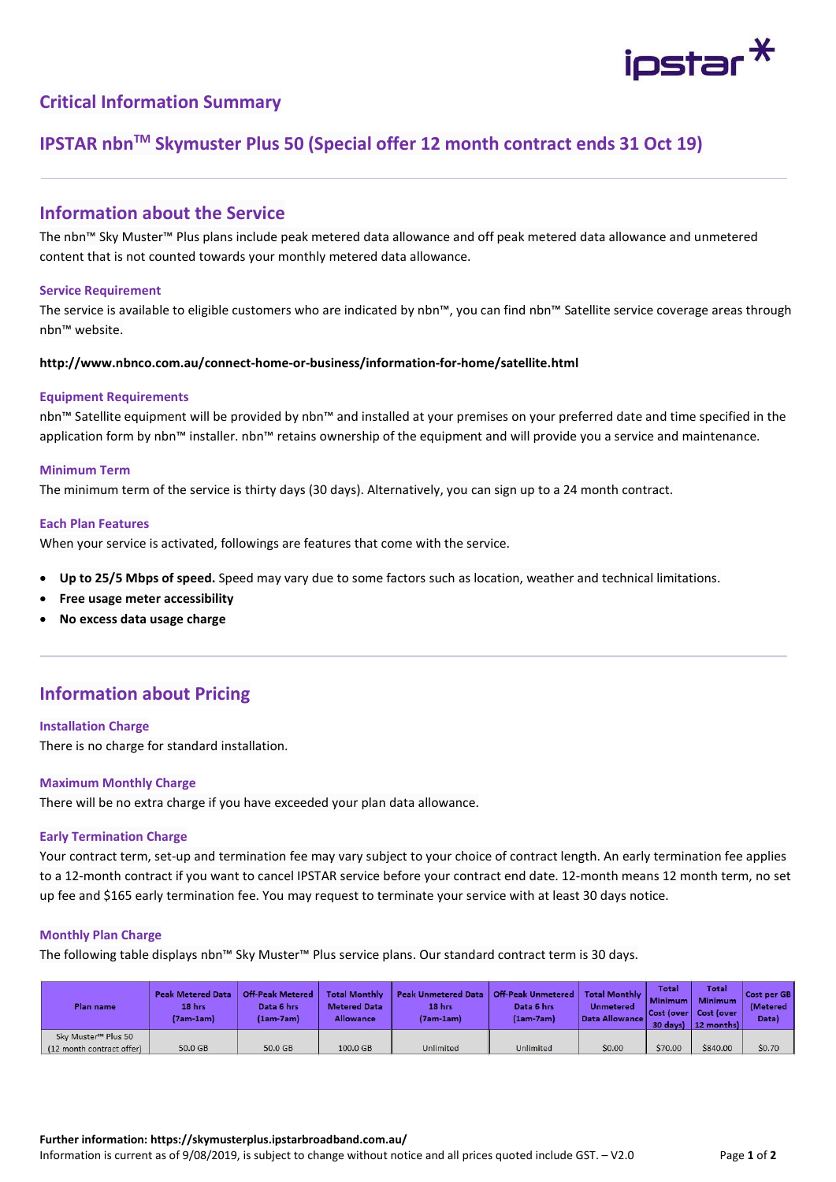## Critical Information Summary

## IPSTAR nbnTM Skymuster Plus 50 (Special offer 12 month contract ends 31 Oct 19)

## Information about the Service

The nbn™ Sky Muster™ Plus plans include peak metered data allowance and off peak metered data allowance and unmetered content that is not counted towards your monthly metered data allowance.

### Service Requirement

The service is available to eligible customers who are indicated by nbn™, you can find nbn™ Satellite service coverage areas through nbn™ website.

**http://www.nbnco.com.au/connect-home-or-business/information-for-home/satellite.html**

### Equipment Requirements

nbn™ Satellite equipment will be provided by nbn™ and installed at your premises on your preferred date and time specified in the application form by nbn™ installer. nbn™ retains ownership of the equipment and will provide you a service and maintenance.

### Minimum Term

The minimum term of the service is thirty days (30 days). Alternatively, you can sign up to a 24 month contract.

### Each Plan Features

When your service is activated, followings are features that come with the service.

- **Up to 25/5 Mbps of speed.** Speed may vary due to some factors such as location, weather and technical limitations.
- **Free usage meter accessibility**
- **No excess data usage charge**

## Information about Pricing

### Installation Charge

There is no charge for standard installation.

### Maximum Monthly Charge

There will be no extra charge if you have exceeded your plan data allowance.

### Early Termination Charge

Your contract term, set-up and termination fee may vary subject to your choice of contract length. An early termination fee applies to a 12-month contract if you want to cancel IPSTAR service before your contract end date. 12-month means 12 month term, no set up fee and $165 early termination fee. You may request to terminate your service with at least 30 days notice.

### Monthly Plan Charge

The following table displays nbn™ Sky Muster™ Plus service plans. Our standard contract term is 30 days.

| Plan name | Peak Metered Data 18 hrs (7am-1am) | Off-Peak Metered Data 6 hrs (1am-7am) | Total Monthly Metered Data Allowance | Peak Unmetered Data 18 hrs (7am-1am) | Off-Peak Unmetered Data 6 hrs (1am-7am) | Total Monthly Unmetered Data Allowance | Total Minimum Cost (over 30 days) | Total Minimum Cost (over 12 months) | Cost per GB (Metered Data) |
|---|---|---|---|---|---|---|---|---|---|
| Sky Muster™ Plus 50 (12 month contract offer) | 50.0 GB | 50.0 GB | 100.0 GB | Unlimited | Unlimited | $0.00 | $70.00 | $840.00 | $0.70 |

**Further information: https://skymusterplus.ipstarbroadband.com.au/**

Information is current as of 9/08/2019, is subject to change without notice and all prices quoted include GST. – V2.0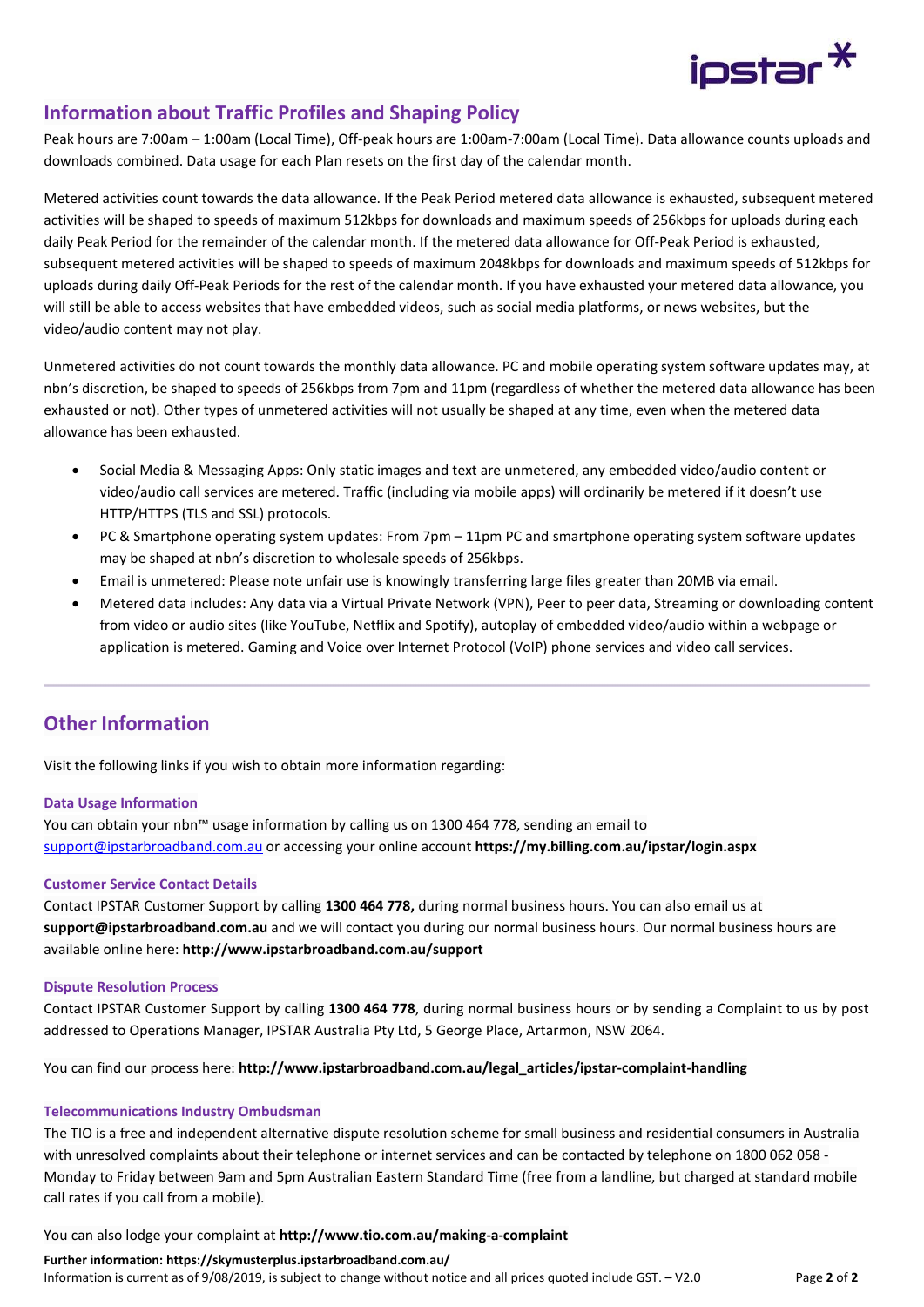## Information about Traffic Profiles and Shaping Policy

Peak hours are 7:00am – 1:00am (Local Time), Off-peak hours are 1:00am-7:00am (Local Time). Data allowance counts uploads and downloads combined. Data usage for each Plan resets on the first day of the calendar month.

Metered activities count towards the data allowance. If the Peak Period metered data allowance is exhausted, subsequent metered activities will be shaped to speeds of maximum 512kbps for downloads and maximum speeds of 256kbps for uploads during each daily Peak Period for the remainder of the calendar month. If the metered data allowance for Off-Peak Period is exhausted, subsequent metered activities will be shaped to speeds of maximum 2048kbps for downloads and maximum speeds of 512kbps for uploads during daily Off-Peak Periods for the rest of the calendar month. If you have exhausted your metered data allowance, you will still be able to access websites that have embedded videos, such as social media platforms, or news websites, but the video/audio content may not play.

Unmetered activities do not count towards the monthly data allowance. PC and mobile operating system software updates may, at nbn's discretion, be shaped to speeds of 256kbps from 7pm and 11pm (regardless of whether the metered data allowance has been exhausted or not). Other types of unmetered activities will not usually be shaped at any time, even when the metered data allowance has been exhausted.

- Social Media & Messaging Apps: Only static images and text are unmetered, any embedded video/audio content or video/audio call services are metered. Traffic (including via mobile apps) will ordinarily be metered if it doesn't use HTTP/HTTPS (TLS and SSL) protocols.
- PC & Smartphone operating system updates: From 7pm – 11pm PC and smartphone operating system software updates may be shaped at nbn's discretion to wholesale speeds of 256kbps.
- Email is unmetered: Please note unfair use is knowingly transferring large files greater than 20MB via email.
- Metered data includes: Any data via a Virtual Private Network (VPN), Peer to peer data, Streaming or downloading content from video or audio sites (like YouTube, Netflix and Spotify), autoplay of embedded video/audio within a webpage or application is metered. Gaming and Voice over Internet Protocol (VoIP) phone services and video call services.

## Other Information

Visit the following links if you wish to obtain more information regarding:

### Data Usage Information

You can obtain your nbn™ usage information by calling us on 1300 464 778, sending an email to support@ipstarbroadband.com.au or accessing your online account **https://my.billing.com.au/ipstar/login.aspx**

### Customer Service Contact Details

Contact IPSTAR Customer Support by calling **1300 464 778,** during normal business hours. You can also email us at **support@ipstarbroadband.com.au** and we will contact you during our normal business hours. Our normal business hours are available online here: **http://www.ipstarbroadband.com.au/support**

### Dispute Resolution Process

Contact IPSTAR Customer Support by calling **1300 464 778**, during normal business hours or by sending a Complaint to us by post addressed to Operations Manager, IPSTAR Australia Pty Ltd, 5 George Place, Artarmon, NSW 2064.

You can find our process here: **http://www.ipstarbroadband.com.au/legal_articles/ipstar-complaint-handling**

### Telecommunications Industry Ombudsman

The TIO is a free and independent alternative dispute resolution scheme for small business and residential consumers in Australia with unresolved complaints about their telephone or internet services and can be contacted by telephone on 1800 062 058 - Monday to Friday between 9am and 5pm Australian Eastern Standard Time (free from a landline, but charged at standard mobile call rates if you call from a mobile).

You can also lodge your complaint at **http://www.tio.com.au/making-a-complaint**

**Further information: https://skymusterplus.ipstarbroadband.com.au/**

Information is current as of 9/08/2019, is subject to change without notice and all prices quoted include GST. – V2.0